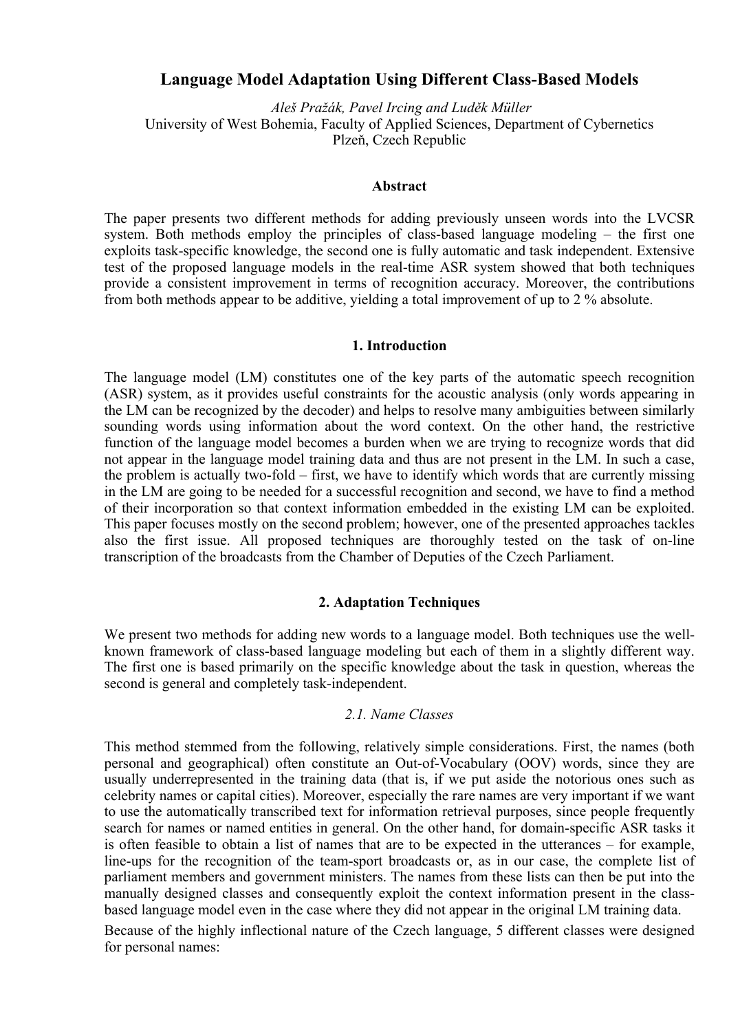# Language Model Adaptation Using Different Class-Based Models

*Aleš Pražák, Pavel Ircing and Luděk Müller*
University of West Bohemia, Faculty of Applied Sciences, Department of Cybernetics
Plzeň, Czech Republic

## Abstract

The paper presents two different methods for adding previously unseen words into the LVCSR system. Both methods employ the principles of class-based language modeling – the first one exploits task-specific knowledge, the second one is fully automatic and task independent. Extensive test of the proposed language models in the real-time ASR system showed that both techniques provide a consistent improvement in terms of recognition accuracy. Moreover, the contributions from both methods appear to be additive, yielding a total improvement of up to 2 % absolute.

## 1. Introduction

The language model (LM) constitutes one of the key parts of the automatic speech recognition (ASR) system, as it provides useful constraints for the acoustic analysis (only words appearing in the LM can be recognized by the decoder) and helps to resolve many ambiguities between similarly sounding words using information about the word context. On the other hand, the restrictive function of the language model becomes a burden when we are trying to recognize words that did not appear in the language model training data and thus are not present in the LM. In such a case, the problem is actually two-fold – first, we have to identify which words that are currently missing in the LM are going to be needed for a successful recognition and second, we have to find a method of their incorporation so that context information embedded in the existing LM can be exploited. This paper focuses mostly on the second problem; however, one of the presented approaches tackles also the first issue. All proposed techniques are thoroughly tested on the task of on-line transcription of the broadcasts from the Chamber of Deputies of the Czech Parliament.

## 2. Adaptation Techniques

We present two methods for adding new words to a language model. Both techniques use the well-known framework of class-based language modeling but each of them in a slightly different way. The first one is based primarily on the specific knowledge about the task in question, whereas the second is general and completely task-independent.

### *2.1. Name Classes*

This method stemmed from the following, relatively simple considerations. First, the names (both personal and geographical) often constitute an Out-of-Vocabulary (OOV) words, since they are usually underrepresented in the training data (that is, if we put aside the notorious ones such as celebrity names or capital cities). Moreover, especially the rare names are very important if we want to use the automatically transcribed text for information retrieval purposes, since people frequently search for names or named entities in general. On the other hand, for domain-specific ASR tasks it is often feasible to obtain a list of names that are to be expected in the utterances – for example, line-ups for the recognition of the team-sport broadcasts or, as in our case, the complete list of parliament members and government ministers. The names from these lists can then be put into the manually designed classes and consequently exploit the context information present in the class-based language model even in the case where they did not appear in the original LM training data.

Because of the highly inflectional nature of the Czech language, 5 different classes were designed for personal names: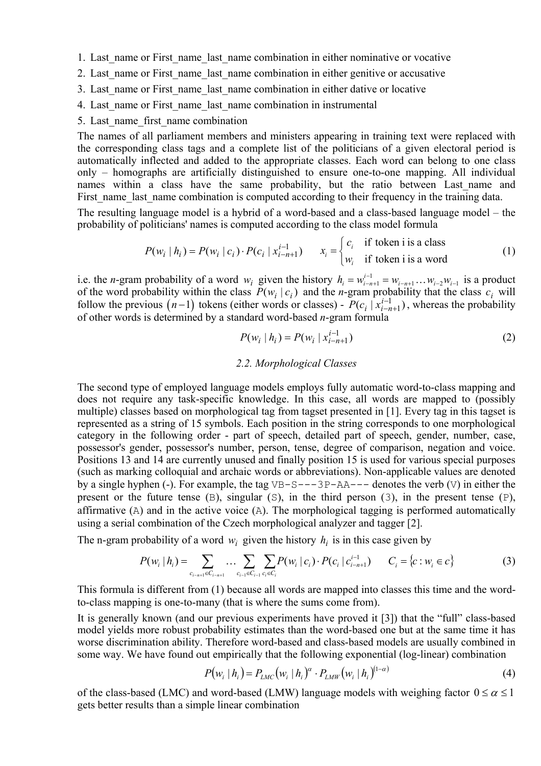1. Last_name or First_name_last_name combination in either nominative or vocative
2. Last_name or First_name_last_name combination in either genitive or accusative
3. Last_name or First_name_last_name combination in either dative or locative
4. Last_name or First_name_last_name combination in instrumental
5. Last_name_first_name combination

The names of all parliament members and ministers appearing in training text were replaced with the corresponding class tags and a complete list of the politicians of a given electoral period is automatically inflected and added to the appropriate classes. Each word can belong to one class only – homographs are artificially distinguished to ensure one-to-one mapping. All individual names within a class have the same probability, but the ratio between Last_name and First_name_last_name combination is computed according to their frequency in the training data.

The resulting language model is a hybrid of a word-based and a class-based language model – the probability of politicians' names is computed according to the class model formula

$$P(w_i \mid h_i) = P(w_i \mid c_i) \cdot P(c_i \mid x_{i-n+1}^{i-1}) \qquad x_i = \begin{cases} c_i & \text{if token i is a class} \\ w_i & \text{if token i is a word} \end{cases} \tag{1}$$

i.e. the *n*-gram probability of a word $w_i$ given the history $h_i = w_{i-n+1}^{i-1} = w_{i-n+1} \dots w_{i-2} w_{i-1}$ is a product of the word probability within the class $P(w_i \mid c_i)$ and the *n*-gram probability that the class $c_i$ will follow the previous $(n-1)$ tokens (either words or classes) - $P(c_i \mid x_{i-n+1}^{i-1})$, whereas the probability of other words is determined by a standard word-based *n*-gram formula

$$P(w_i \mid h_i) = P(w_i \mid x_{i-n+1}^{i-1}) \tag{2}$$

### 2.2. Morphological Classes

The second type of employed language models employs fully automatic word-to-class mapping and does not require any task-specific knowledge. In this case, all words are mapped to (possibly multiple) classes based on morphological tag from tagset presented in [1]. Every tag in this tagset is represented as a string of 15 symbols. Each position in the string corresponds to one morphological category in the following order - part of speech, detailed part of speech, gender, number, case, possessor's gender, possessor's number, person, tense, degree of comparison, negation and voice. Positions 13 and 14 are currently unused and finally position 15 is used for various special purposes (such as marking colloquial and archaic words or abbreviations). Non-applicable values are denoted by a single hyphen (-). For example, the tag `VB-S---3P-AA---` denotes the verb (`V`) in either the present or the future tense (`B`), singular (`S`), in the third person (`3`), in the present tense (`P`), affirmative (`A`) and in the active voice (`A`). The morphological tagging is performed automatically using a serial combination of the Czech morphological analyzer and tagger [2].

The n-gram probability of a word $w_i$ given the history $h_i$ is in this case given by

$$P(w_i \mid h_i) = \sum_{c_{i-n+1} \in C_{i-n+1}} \dots \sum_{c_{i-1} \in C_{i-1}} \sum_{c_i \in C_i} P(w_i \mid c_i) \cdot P(c_i \mid c_{i-n+1}^{i-1}) \qquad C_i = \{c : w_i \in c\} \tag{3}$$

This formula is different from (1) because all words are mapped into classes this time and the word-to-class mapping is one-to-many (that is where the sums come from).

It is generally known (and our previous experiments have proved it [3]) that the "full" class-based model yields more robust probability estimates than the word-based one but at the same time it has worse discrimination ability. Therefore word-based and class-based models are usually combined in some way. We have found out empirically that the following exponential (log-linear) combination

$$P(w_i \mid h_i) = P_{LMC}(w_i \mid h_i)^{\alpha} \cdot P_{LMW}(w_i \mid h_i)^{(1-\alpha)} \tag{4}$$

of the class-based (LMC) and word-based (LMW) language models with weighing factor $0 \le \alpha \le 1$ gets better results than a simple linear combination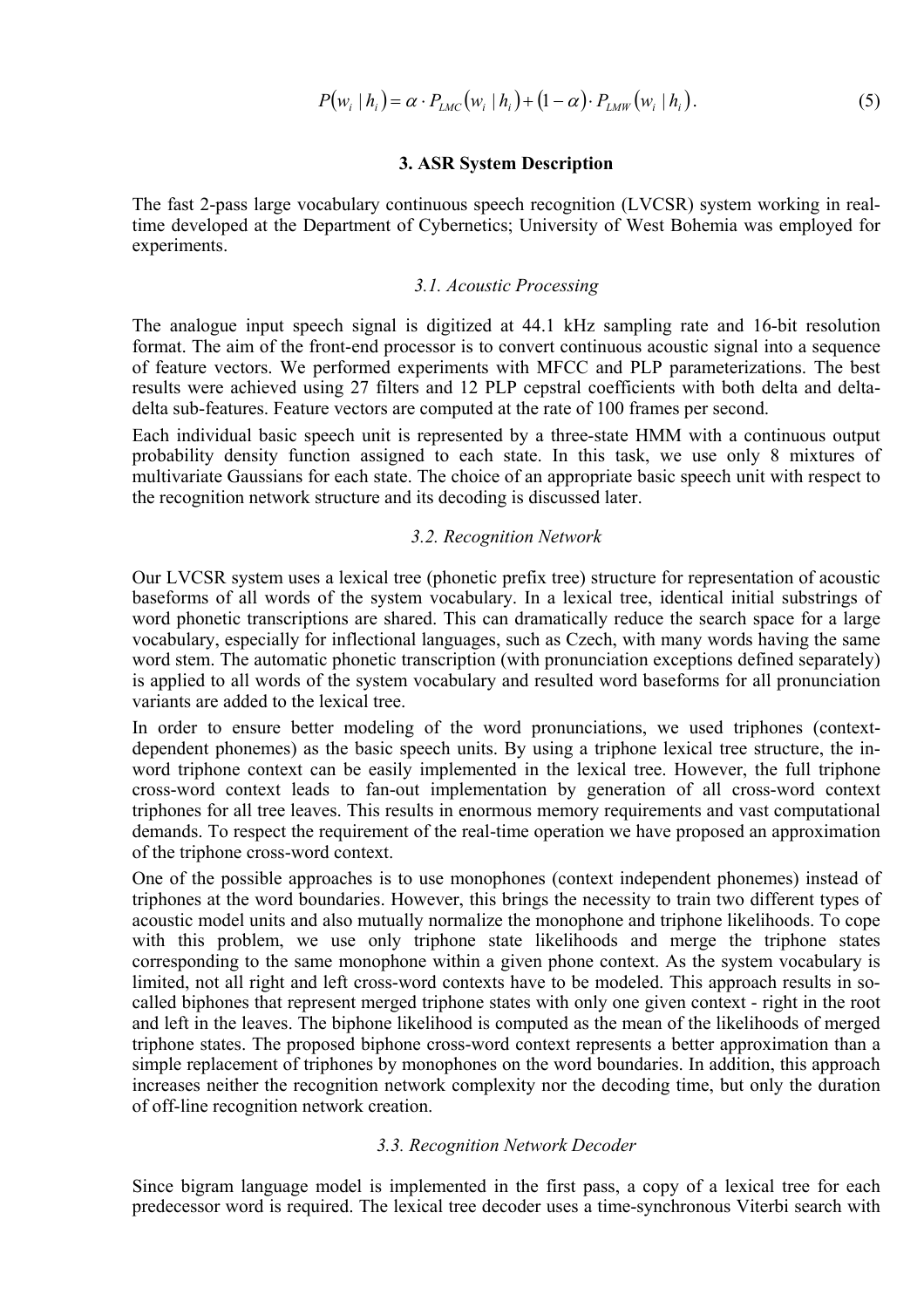$$P(w_i \mid h_i) = \alpha \cdot P_{LMC}(w_i \mid h_i) + (1-\alpha) \cdot P_{LMW}(w_i \mid h_i). \tag{5}$$

## 3. ASR System Description

The fast 2-pass large vocabulary continuous speech recognition (LVCSR) system working in real-time developed at the Department of Cybernetics; University of West Bohemia was employed for experiments.

### *3.1. Acoustic Processing*

The analogue input speech signal is digitized at 44.1 kHz sampling rate and 16-bit resolution format. The aim of the front-end processor is to convert continuous acoustic signal into a sequence of feature vectors. We performed experiments with MFCC and PLP parameterizations. The best results were achieved using 27 filters and 12 PLP cepstral coefficients with both delta and delta-delta sub-features. Feature vectors are computed at the rate of 100 frames per second.

Each individual basic speech unit is represented by a three-state HMM with a continuous output probability density function assigned to each state. In this task, we use only 8 mixtures of multivariate Gaussians for each state. The choice of an appropriate basic speech unit with respect to the recognition network structure and its decoding is discussed later.

### *3.2. Recognition Network*

Our LVCSR system uses a lexical tree (phonetic prefix tree) structure for representation of acoustic baseforms of all words of the system vocabulary. In a lexical tree, identical initial substrings of word phonetic transcriptions are shared. This can dramatically reduce the search space for a large vocabulary, especially for inflectional languages, such as Czech, with many words having the same word stem. The automatic phonetic transcription (with pronunciation exceptions defined separately) is applied to all words of the system vocabulary and resulted word baseforms for all pronunciation variants are added to the lexical tree.

In order to ensure better modeling of the word pronunciations, we used triphones (context-dependent phonemes) as the basic speech units. By using a triphone lexical tree structure, the in-word triphone context can be easily implemented in the lexical tree. However, the full triphone cross-word context leads to fan-out implementation by generation of all cross-word context triphones for all tree leaves. This results in enormous memory requirements and vast computational demands. To respect the requirement of the real-time operation we have proposed an approximation of the triphone cross-word context.

One of the possible approaches is to use monophones (context independent phonemes) instead of triphones at the word boundaries. However, this brings the necessity to train two different types of acoustic model units and also mutually normalize the monophone and triphone likelihoods. To cope with this problem, we use only triphone state likelihoods and merge the triphone states corresponding to the same monophone within a given phone context. As the system vocabulary is limited, not all right and left cross-word contexts have to be modeled. This approach results in so-called biphones that represent merged triphone states with only one given context - right in the root and left in the leaves. The biphone likelihood is computed as the mean of the likelihoods of merged triphone states. The proposed biphone cross-word context represents a better approximation than a simple replacement of triphones by monophones on the word boundaries. In addition, this approach increases neither the recognition network complexity nor the decoding time, but only the duration of off-line recognition network creation.

### *3.3. Recognition Network Decoder*

Since bigram language model is implemented in the first pass, a copy of a lexical tree for each predecessor word is required. The lexical tree decoder uses a time-synchronous Viterbi search with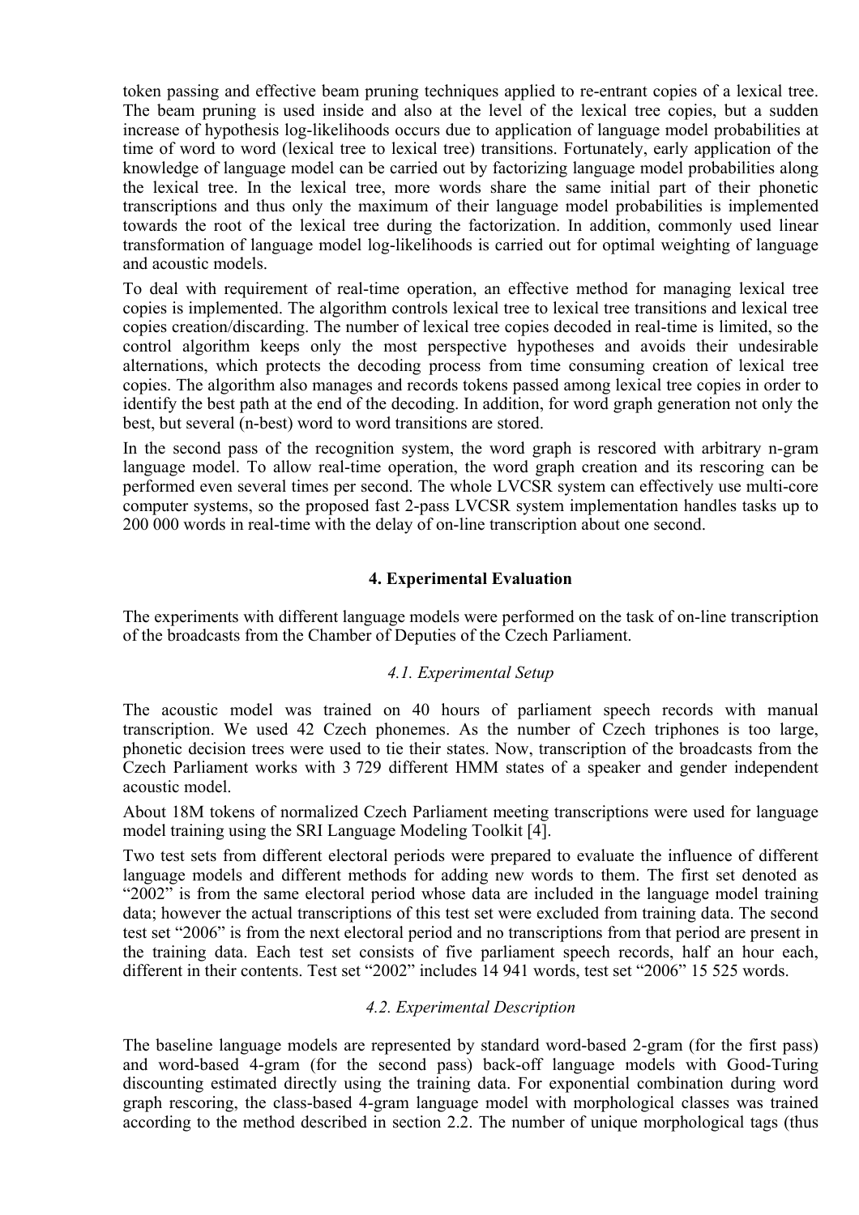token passing and effective beam pruning techniques applied to re-entrant copies of a lexical tree. The beam pruning is used inside and also at the level of the lexical tree copies, but a sudden increase of hypothesis log-likelihoods occurs due to application of language model probabilities at time of word to word (lexical tree to lexical tree) transitions. Fortunately, early application of the knowledge of language model can be carried out by factorizing language model probabilities along the lexical tree. In the lexical tree, more words share the same initial part of their phonetic transcriptions and thus only the maximum of their language model probabilities is implemented towards the root of the lexical tree during the factorization. In addition, commonly used linear transformation of language model log-likelihoods is carried out for optimal weighting of language and acoustic models.

To deal with requirement of real-time operation, an effective method for managing lexical tree copies is implemented. The algorithm controls lexical tree to lexical tree transitions and lexical tree copies creation/discarding. The number of lexical tree copies decoded in real-time is limited, so the control algorithm keeps only the most perspective hypotheses and avoids their undesirable alternations, which protects the decoding process from time consuming creation of lexical tree copies. The algorithm also manages and records tokens passed among lexical tree copies in order to identify the best path at the end of the decoding. In addition, for word graph generation not only the best, but several (n-best) word to word transitions are stored.

In the second pass of the recognition system, the word graph is rescored with arbitrary n-gram language model. To allow real-time operation, the word graph creation and its rescoring can be performed even several times per second. The whole LVCSR system can effectively use multi-core computer systems, so the proposed fast 2-pass LVCSR system implementation handles tasks up to 200 000 words in real-time with the delay of on-line transcription about one second.

## 4. Experimental Evaluation

The experiments with different language models were performed on the task of on-line transcription of the broadcasts from the Chamber of Deputies of the Czech Parliament.

### *4.1. Experimental Setup*

The acoustic model was trained on 40 hours of parliament speech records with manual transcription. We used 42 Czech phonemes. As the number of Czech triphones is too large, phonetic decision trees were used to tie their states. Now, transcription of the broadcasts from the Czech Parliament works with 3 729 different HMM states of a speaker and gender independent acoustic model.

About 18M tokens of normalized Czech Parliament meeting transcriptions were used for language model training using the SRI Language Modeling Toolkit [4].

Two test sets from different electoral periods were prepared to evaluate the influence of different language models and different methods for adding new words to them. The first set denoted as "2002" is from the same electoral period whose data are included in the language model training data; however the actual transcriptions of this test set were excluded from training data. The second test set "2006" is from the next electoral period and no transcriptions from that period are present in the training data. Each test set consists of five parliament speech records, half an hour each, different in their contents. Test set "2002" includes 14 941 words, test set "2006" 15 525 words.

### *4.2. Experimental Description*

The baseline language models are represented by standard word-based 2-gram (for the first pass) and word-based 4-gram (for the second pass) back-off language models with Good-Turing discounting estimated directly using the training data. For exponential combination during word graph rescoring, the class-based 4-gram language model with morphological classes was trained according to the method described in section 2.2. The number of unique morphological tags (thus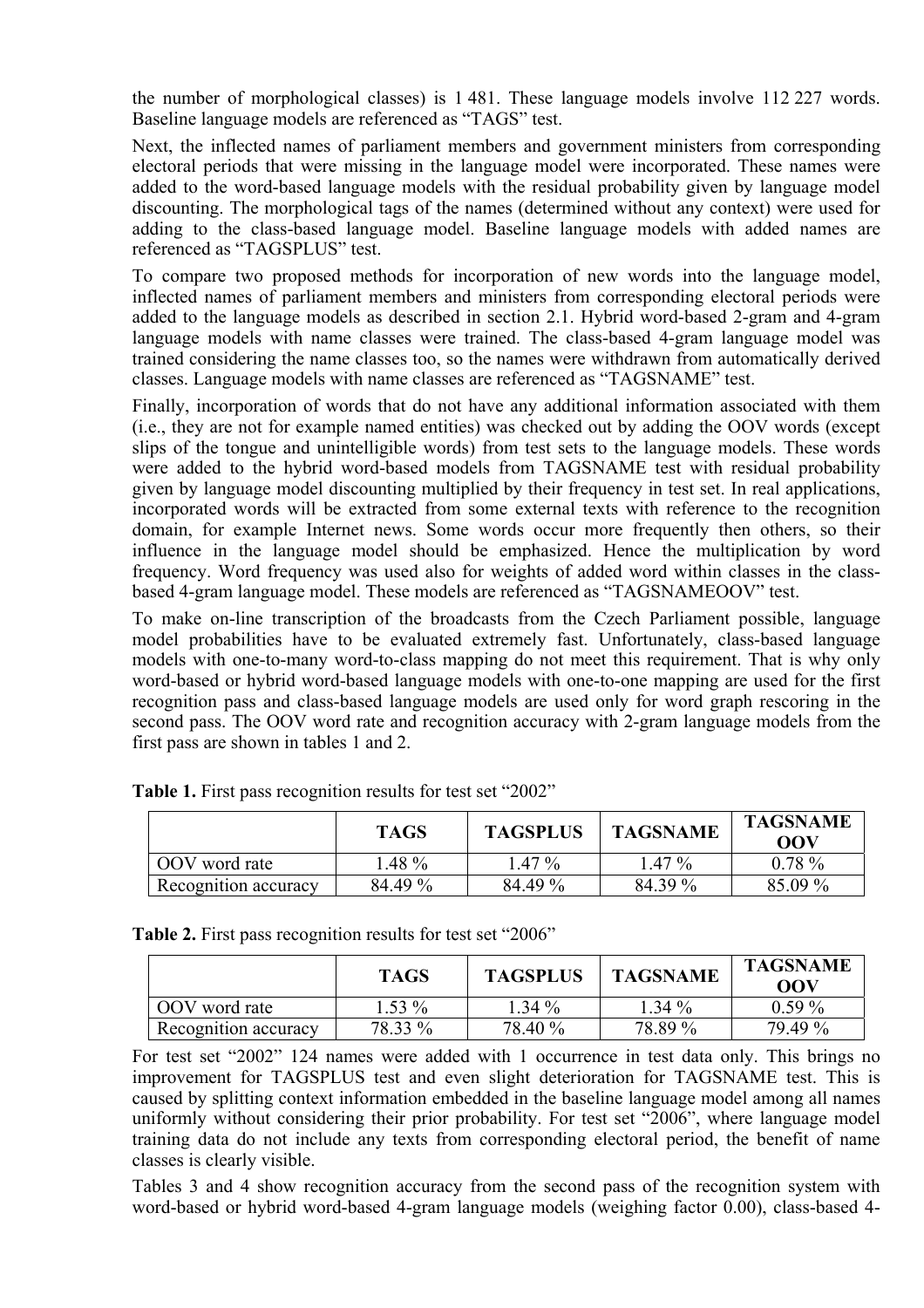the number of morphological classes) is 1 481. These language models involve 112 227 words. Baseline language models are referenced as "TAGS" test.

Next, the inflected names of parliament members and government ministers from corresponding electoral periods that were missing in the language model were incorporated. These names were added to the word-based language models with the residual probability given by language model discounting. The morphological tags of the names (determined without any context) were used for adding to the class-based language model. Baseline language models with added names are referenced as "TAGSPLUS" test.

To compare two proposed methods for incorporation of new words into the language model, inflected names of parliament members and ministers from corresponding electoral periods were added to the language models as described in section 2.1. Hybrid word-based 2-gram and 4-gram language models with name classes were trained. The class-based 4-gram language model was trained considering the name classes too, so the names were withdrawn from automatically derived classes. Language models with name classes are referenced as "TAGSNAME" test.

Finally, incorporation of words that do not have any additional information associated with them (i.e., they are not for example named entities) was checked out by adding the OOV words (except slips of the tongue and unintelligible words) from test sets to the language models. These words were added to the hybrid word-based models from TAGSNAME test with residual probability given by language model discounting multiplied by their frequency in test set. In real applications, incorporated words will be extracted from some external texts with reference to the recognition domain, for example Internet news. Some words occur more frequently then others, so their influence in the language model should be emphasized. Hence the multiplication by word frequency. Word frequency was used also for weights of added word within classes in the class-based 4-gram language model. These models are referenced as "TAGSNAMEOOV" test.

To make on-line transcription of the broadcasts from the Czech Parliament possible, language model probabilities have to be evaluated extremely fast. Unfortunately, class-based language models with one-to-many word-to-class mapping do not meet this requirement. That is why only word-based or hybrid word-based language models with one-to-one mapping are used for the first recognition pass and class-based language models are used only for word graph rescoring in the second pass. The OOV word rate and recognition accuracy with 2-gram language models from the first pass are shown in tables 1 and 2.

**Table 1.** First pass recognition results for test set "2002"

| | TAGS | TAGSPLUS | TAGSNAME | TAGSNAME OOV |
|---|---|---|---|---|
| OOV word rate | 1.48 % | 1.47 % | 1.47 % | 0.78 % |
| Recognition accuracy | 84.49 % | 84.49 % | 84.39 % | 85.09 % |

**Table 2.** First pass recognition results for test set "2006"

| | TAGS | TAGSPLUS | TAGSNAME | TAGSNAME OOV |
|---|---|---|---|---|
| OOV word rate | 1.53 % | 1.34 % | 1.34 % | 0.59 % |
| Recognition accuracy | 78.33 % | 78.40 % | 78.89 % | 79.49 % |

For test set "2002" 124 names were added with 1 occurrence in test data only. This brings no improvement for TAGSPLUS test and even slight deterioration for TAGSNAME test. This is caused by splitting context information embedded in the baseline language model among all names uniformly without considering their prior probability. For test set "2006", where language model training data do not include any texts from corresponding electoral period, the benefit of name classes is clearly visible.

Tables 3 and 4 show recognition accuracy from the second pass of the recognition system with word-based or hybrid word-based 4-gram language models (weighing factor 0.00), class-based 4-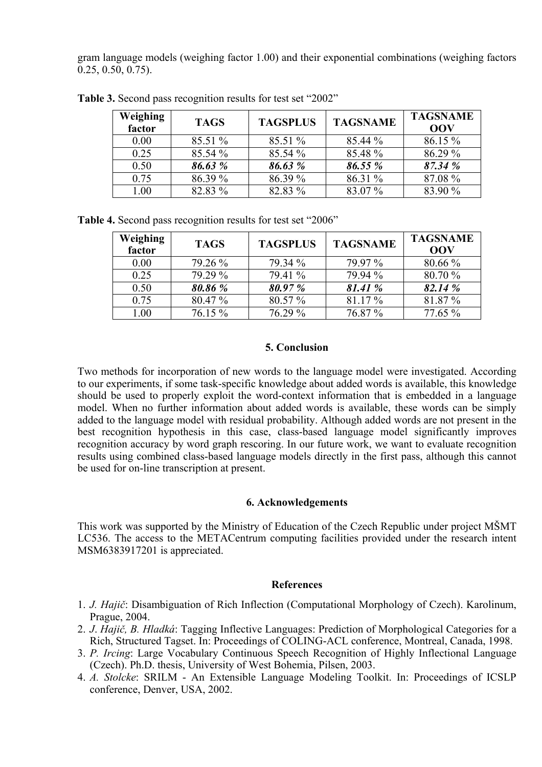gram language models (weighing factor 1.00) and their exponential combinations (weighing factors 0.25, 0.50, 0.75).

**Table 3.** Second pass recognition results for test set "2002"

| Weighing factor | TAGS | TAGSPLUS | TAGSNAME | TAGSNAME OOV |
|---|---|---|---|---|
| 0.00 | 85.51 % | 85.51 % | 85.44 % | 86.15 % |
| 0.25 | 85.54 % | 85.54 % | 85.48 % | 86.29 % |
| 0.50 | ***86.63 %*** | ***86.63 %*** | ***86.55 %*** | ***87.34 %*** |
| 0.75 | 86.39 % | 86.39 % | 86.31 % | 87.08 % |
| 1.00 | 82.83 % | 82.83 % | 83.07 % | 83.90 % |

**Table 4.** Second pass recognition results for test set "2006"

| Weighing factor | TAGS | TAGSPLUS | TAGSNAME | TAGSNAME OOV |
|---|---|---|---|---|
| 0.00 | 79.26 % | 79.34 % | 79.97 % | 80.66 % |
| 0.25 | 79.29 % | 79.41 % | 79.94 % | 80.70 % |
| 0.50 | ***80.86 %*** | ***80.97 %*** | ***81.41 %*** | ***82.14 %*** |
| 0.75 | 80.47 % | 80.57 % | 81.17 % | 81.87 % |
| 1.00 | 76.15 % | 76.29 % | 76.87 % | 77.65 % |

## 5. Conclusion

Two methods for incorporation of new words to the language model were investigated. According to our experiments, if some task-specific knowledge about added words is available, this knowledge should be used to properly exploit the word-context information that is embedded in a language model. When no further information about added words is available, these words can be simply added to the language model with residual probability. Although added words are not present in the best recognition hypothesis in this case, class-based language model significantly improves recognition accuracy by word graph rescoring. In our future work, we want to evaluate recognition results using combined class-based language models directly in the first pass, although this cannot be used for on-line transcription at present.

## 6. Acknowledgements

This work was supported by the Ministry of Education of the Czech Republic under project MŠMT LC536. The access to the METACentrum computing facilities provided under the research intent MSM6383917201 is appreciated.

## References

1. *J. Hajič*: Disambiguation of Rich Inflection (Computational Morphology of Czech). Karolinum, Prague, 2004.
2. *J. Hajič, B. Hladká*: Tagging Inflective Languages: Prediction of Morphological Categories for a Rich, Structured Tagset. In: Proceedings of COLING-ACL conference, Montreal, Canada, 1998.
3. *P. Ircing*: Large Vocabulary Continuous Speech Recognition of Highly Inflectional Language (Czech). Ph.D. thesis, University of West Bohemia, Pilsen, 2003.
4. *A. Stolcke*: SRILM - An Extensible Language Modeling Toolkit. In: Proceedings of ICSLP conference, Denver, USA, 2002.